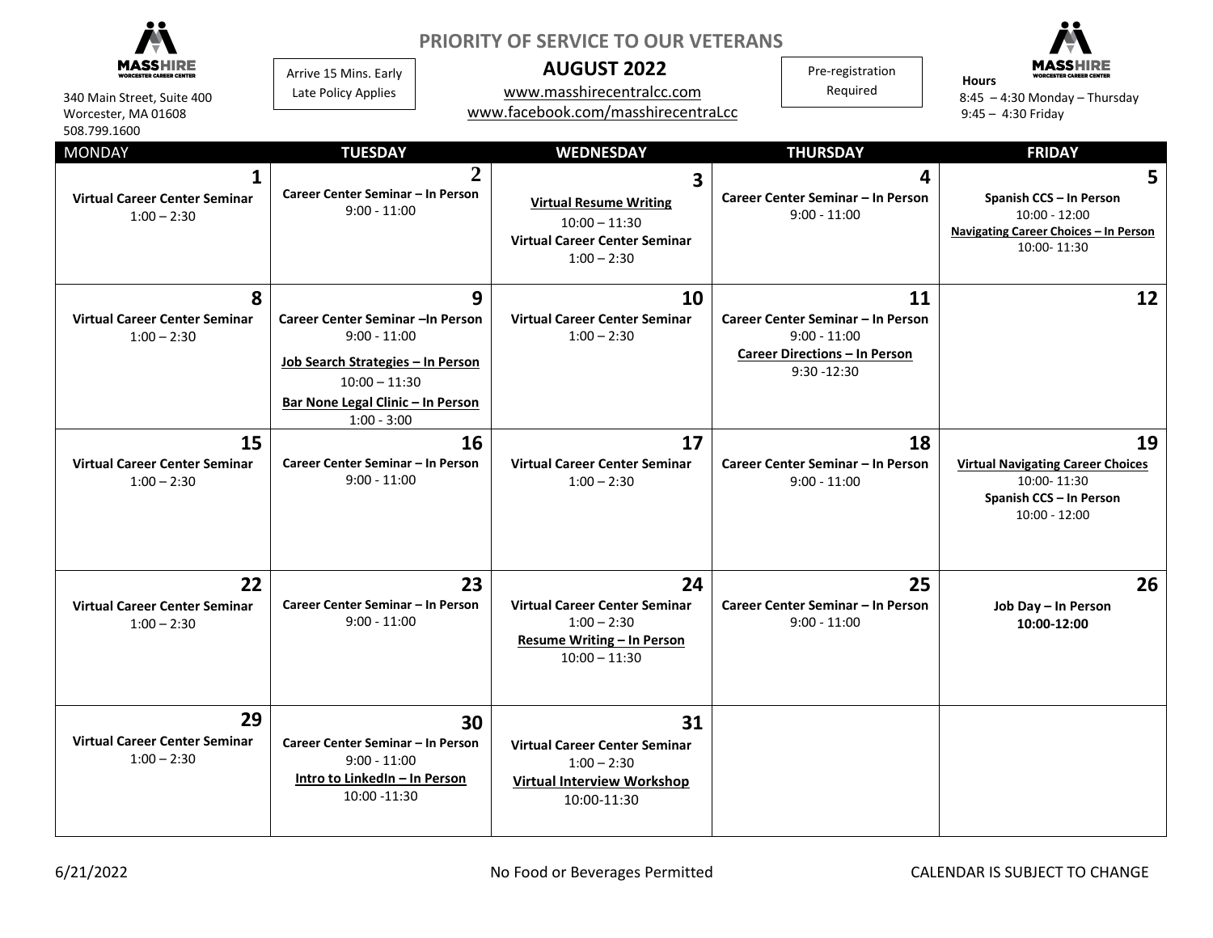MASSHIRE WORCESTER CAREER CENTER

340 Main Street, Suite 400
Worcester, MA 01608
508.799.1600

Arrive 15 Mins. Early
Late Policy Applies

# PRIORITY OF SERVICE TO OUR VETERANS

## AUGUST 2022

www.masshirecentralcc.com
www.facebook.com/masshirecentraLcc

Pre-registration Required

**Hours**
8:45 – 4:30 Monday – Thursday
9:45 – 4:30 Friday

| MONDAY | TUESDAY | WEDNESDAY | THURSDAY | FRIDAY |
|---|---|---|---|---|
| **1**<br>**Virtual Career Center Seminar**<br>1:00 – 2:30 | **2**<br>**Career Center Seminar – In Person**<br>9:00 - 11:00 | **3**<br>**Virtual Resume Writing**<br>10:00 – 11:30<br>**Virtual Career Center Seminar**<br>1:00 – 2:30 | **4**<br>**Career Center Seminar – In Person**<br>9:00 - 11:00 | **5**<br>**Spanish CCS – In Person**<br>10:00 - 12:00<br>**Navigating Career Choices – In Person**<br>10:00- 11:30 |
| **8**<br>**Virtual Career Center Seminar**<br>1:00 – 2:30 | **9**<br>**Career Center Seminar –In Person**<br>9:00 - 11:00<br>**Job Search Strategies – In Person**<br>10:00 – 11:30<br>**Bar None Legal Clinic – In Person**<br>1:00 - 3:00 | **10**<br>**Virtual Career Center Seminar**<br>1:00 – 2:30 | **11**<br>**Career Center Seminar – In Person**<br>9:00 - 11:00<br>**Career Directions – In Person**<br>9:30 -12:30 | **12** |
| **15**<br>**Virtual Career Center Seminar**<br>1:00 – 2:30 | **16**<br>**Career Center Seminar – In Person**<br>9:00 - 11:00 | **17**<br>**Virtual Career Center Seminar**<br>1:00 – 2:30 | **18**<br>**Career Center Seminar – In Person**<br>9:00 - 11:00 | **19**<br>**Virtual Navigating Career Choices**<br>10:00- 11:30<br>**Spanish CCS – In Person**<br>10:00 - 12:00 |
| **22**<br>**Virtual Career Center Seminar**<br>1:00 – 2:30 | **23**<br>**Career Center Seminar – In Person**<br>9:00 - 11:00 | **24**<br>**Virtual Career Center Seminar**<br>1:00 – 2:30<br>**Resume Writing – In Person**<br>10:00 – 11:30 | **25**<br>**Career Center Seminar – In Person**<br>9:00 - 11:00 | **26**<br>**Job Day – In Person**<br>**10:00-12:00** |
| **29**<br>**Virtual Career Center Seminar**<br>1:00 – 2:30 | **30**<br>**Career Center Seminar – In Person**<br>9:00 - 11:00<br>**Intro to LinkedIn – In Person**<br>10:00 -11:30 | **31**<br>**Virtual Career Center Seminar**<br>1:00 – 2:30<br>**Virtual Interview Workshop**<br>10:00-11:30 | | |

6/21/2022

No Food or Beverages Permitted

CALENDAR IS SUBJECT TO CHANGE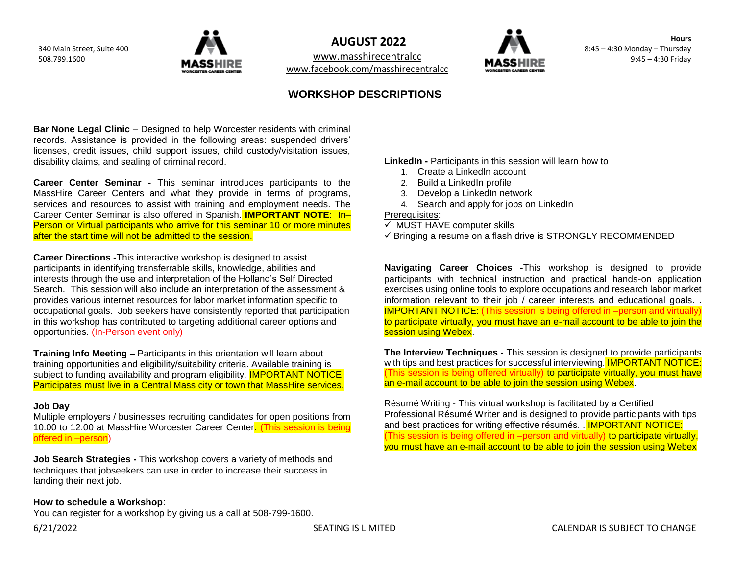340 Main Street, Suite 400
508.799.1600

## AUGUST 2022

www.masshirecentralcc
www.facebook.com/masshirecentralcc

**Hours**
8:45 – 4:30 Monday – Thursday
9:45 – 4:30 Friday

# WORKSHOP DESCRIPTIONS

**Bar None Legal Clinic** – Designed to help Worcester residents with criminal records. Assistance is provided in the following areas: suspended drivers' licenses, credit issues, child support issues, child custody/visitation issues, disability claims, and sealing of criminal record.

**Career Center Seminar -** This seminar introduces participants to the MassHire Career Centers and what they provide in terms of programs, services and resources to assist with training and employment needs. The Career Center Seminar is also offered in Spanish. **IMPORTANT NOTE**: In–Person or Virtual participants who arrive for this seminar 10 or more minutes after the start time will not be admitted to the session.

**Career Directions -**This interactive workshop is designed to assist participants in identifying transferrable skills, knowledge, abilities and interests through the use and interpretation of the Holland's Self Directed Search. This session will also include an interpretation of the assessment & provides various internet resources for labor market information specific to occupational goals. Job seekers have consistently reported that participation in this workshop has contributed to targeting additional career options and opportunities. (In-Person event only)

**Training Info Meeting –** Participants in this orientation will learn about training opportunities and eligibility/suitability criteria. Available training is subject to funding availability and program eligibility. IMPORTANT NOTICE: Participates must live in a Central Mass city or town that MassHire services.

**Job Day**
Multiple employers / businesses recruiting candidates for open positions from 10:00 to 12:00 at MassHire Worcester Career Center: (This session is being offered in –person)

**Job Search Strategies -** This workshop covers a variety of methods and techniques that jobseekers can use in order to increase their success in landing their next job.

**How to schedule a Workshop**:
You can register for a workshop by giving us a call at 508-799-1600.

**LinkedIn -** Participants in this session will learn how to

1. Create a LinkedIn account
2. Build a LinkedIn profile
3. Develop a LinkedIn network
4. Search and apply for jobs on LinkedIn

Prerequisites:

- ✓ MUST HAVE computer skills
- ✓ Bringing a resume on a flash drive is STRONGLY RECOMMENDED

**Navigating Career Choices -**This workshop is designed to provide participants with technical instruction and practical hands-on application exercises using online tools to explore occupations and research labor market information relevant to their job / career interests and educational goals. . IMPORTANT NOTICE: (This session is being offered in –person and virtually) to participate virtually, you must have an e-mail account to be able to join the session using Webex.

**The Interview Techniques -** This session is designed to provide participants with tips and best practices for successful interviewing. IMPORTANT NOTICE: (This session is being offered virtually) to participate virtually, you must have an e-mail account to be able to join the session using Webex.

Résumé Writing - This virtual workshop is facilitated by a Certified Professional Résumé Writer and is designed to provide participants with tips and best practices for writing effective résumés. . IMPORTANT NOTICE: (This session is being offered in –person and virtually) to participate virtually, you must have an e-mail account to be able to join the session using Webex

6/21/2022 SEATING IS LIMITED CALENDAR IS SUBJECT TO CHANGE